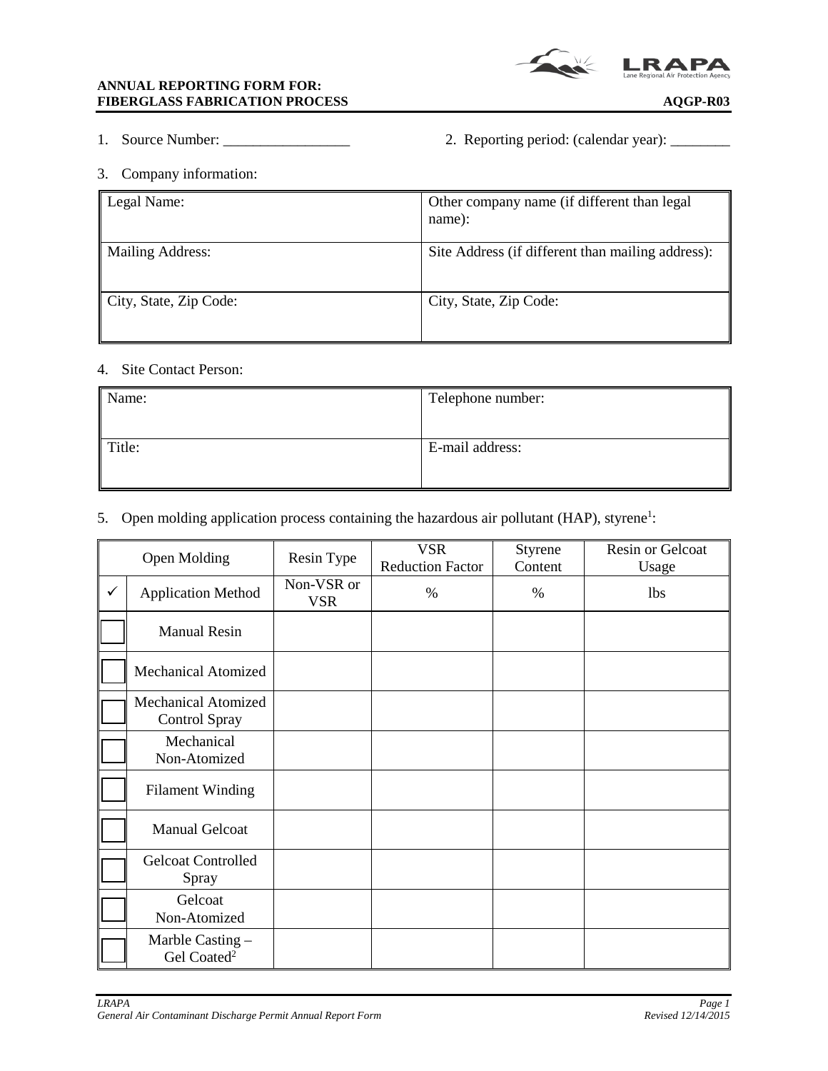**ANNUAL REPORTING FORM FOR:**
**FIBERGLASS FABRICATION PROCESS** **AQGP-R03**

1. Source Number: _________________ 2. Reporting period: (calendar year): ________

3. Company information:

| Legal Name: | Other company name (if different than legal name): |
|---|---|
| Mailing Address: | Site Address (if different than mailing address): |
| City, State, Zip Code: | City, State, Zip Code: |

4. Site Contact Person:

| Name: | Telephone number: |
|---|---|
| Title: | E-mail address: |

5. Open molding application process containing the hazardous air pollutant (HAP), styrene[1]:

| Open Molding | | Resin Type | VSR Reduction Factor | Styrene Content | Resin or Gelcoat Usage |
|---|---|---|---|---|---|
| ✓ | Application Method | Non-VSR or VSR | % | % | lbs |
| ☐ | Manual Resin | | | | |
| ☐ | Mechanical Atomized | | | | |
| ☐ | Mechanical Atomized Control Spray | | | | |
| ☐ | Mechanical Non-Atomized | | | | |
| ☐ | Filament Winding | | | | |
| ☐ | Manual Gelcoat | | | | |
| ☐ | Gelcoat Controlled Spray | | | | |
| ☐ | Gelcoat Non-Atomized | | | | |
| ☐ | Marble Casting – Gel Coated[2] | | | | |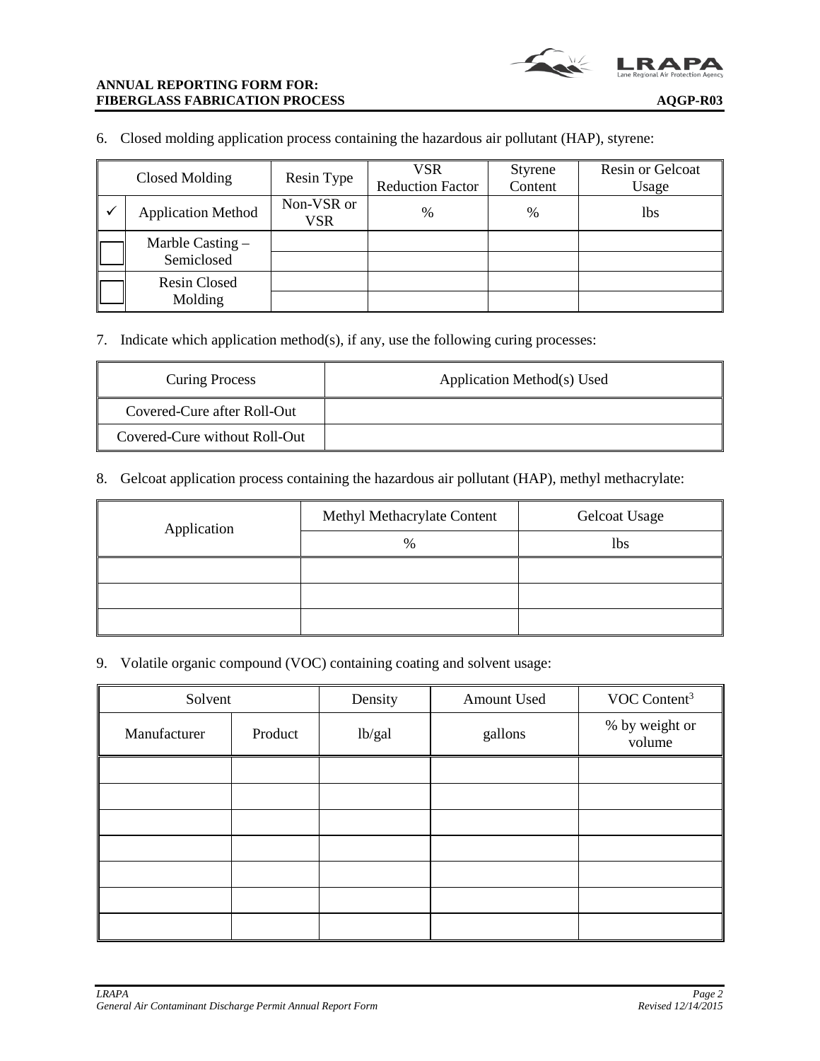6. Closed molding application process containing the hazardous air pollutant (HAP), styrene:

| Closed Molding | | Resin Type | VSR Reduction Factor | Styrene Content | Resin or Gelcoat Usage |
|---|---|---|---|---|---|
| ✓ | Application Method | Non-VSR or VSR | % | % | lbs |
| ☐ | Marble Casting – Semiclosed | | | | |
| | | | | | |
| ☐ | Resin Closed Molding | | | | |
| | | | | | |

7. Indicate which application method(s), if any, use the following curing processes:

| Curing Process | Application Method(s) Used |
|---|---|
| Covered-Cure after Roll-Out | |
| Covered-Cure without Roll-Out | |

8. Gelcoat application process containing the hazardous air pollutant (HAP), methyl methacrylate:

| Application | Methyl Methacrylate Content | Gelcoat Usage |
|---|---|---|
| | % | lbs |
| | | |
| | | |
| | | |

9. Volatile organic compound (VOC) containing coating and solvent usage:

| Solvent | | Density | Amount Used | VOC Content[3] |
|---|---|---|---|---|
| Manufacturer | Product | lb/gal | gallons | % by weight or volume |
| | | | | |
| | | | | |
| | | | | |
| | | | | |
| | | | | |
| | | | | |
| | | | | |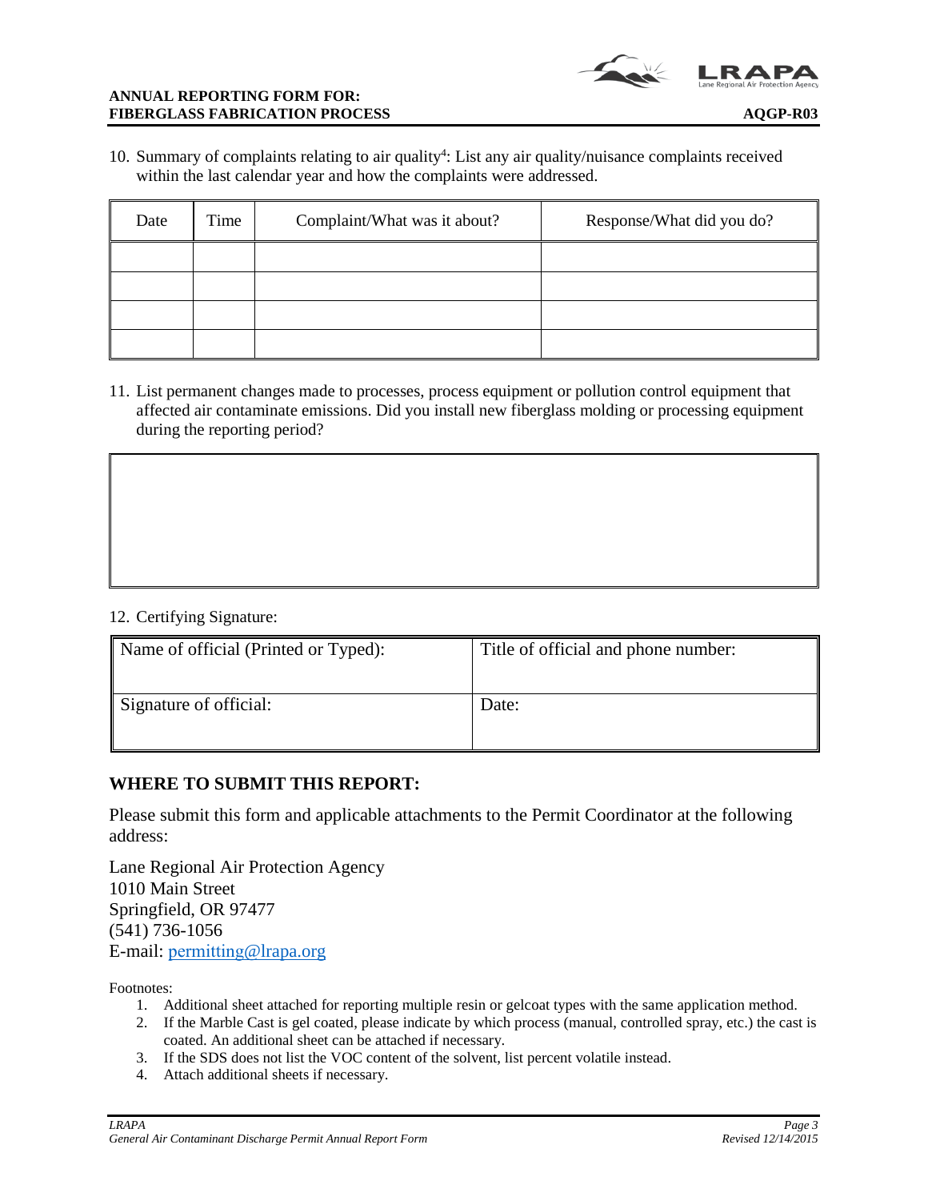10. Summary of complaints relating to air quality[4]: List any air quality/nuisance complaints received within the last calendar year and how the complaints were addressed.

| Date | Time | Complaint/What was it about? | Response/What did you do? |
|---|---|---|---|
| | | | |
| | | | |
| | | | |
| | | | |

11. List permanent changes made to processes, process equipment or pollution control equipment that affected air contaminate emissions. Did you install new fiberglass molding or processing equipment during the reporting period?

| |
|---|
| |

12. Certifying Signature:

| Name of official (Printed or Typed): | Title of official and phone number: |
|---|---|
| Signature of official: | Date: |

## WHERE TO SUBMIT THIS REPORT:

Please submit this form and applicable attachments to the Permit Coordinator at the following address:

Lane Regional Air Protection Agency
1010 Main Street
Springfield, OR 97477
(541) 736-1056
E-mail: permitting@lrapa.org

Footnotes:

1. Additional sheet attached for reporting multiple resin or gelcoat types with the same application method.
2. If the Marble Cast is gel coated, please indicate by which process (manual, controlled spray, etc.) the cast is coated. An additional sheet can be attached if necessary.
3. If the SDS does not list the VOC content of the solvent, list percent volatile instead.
4. Attach additional sheets if necessary.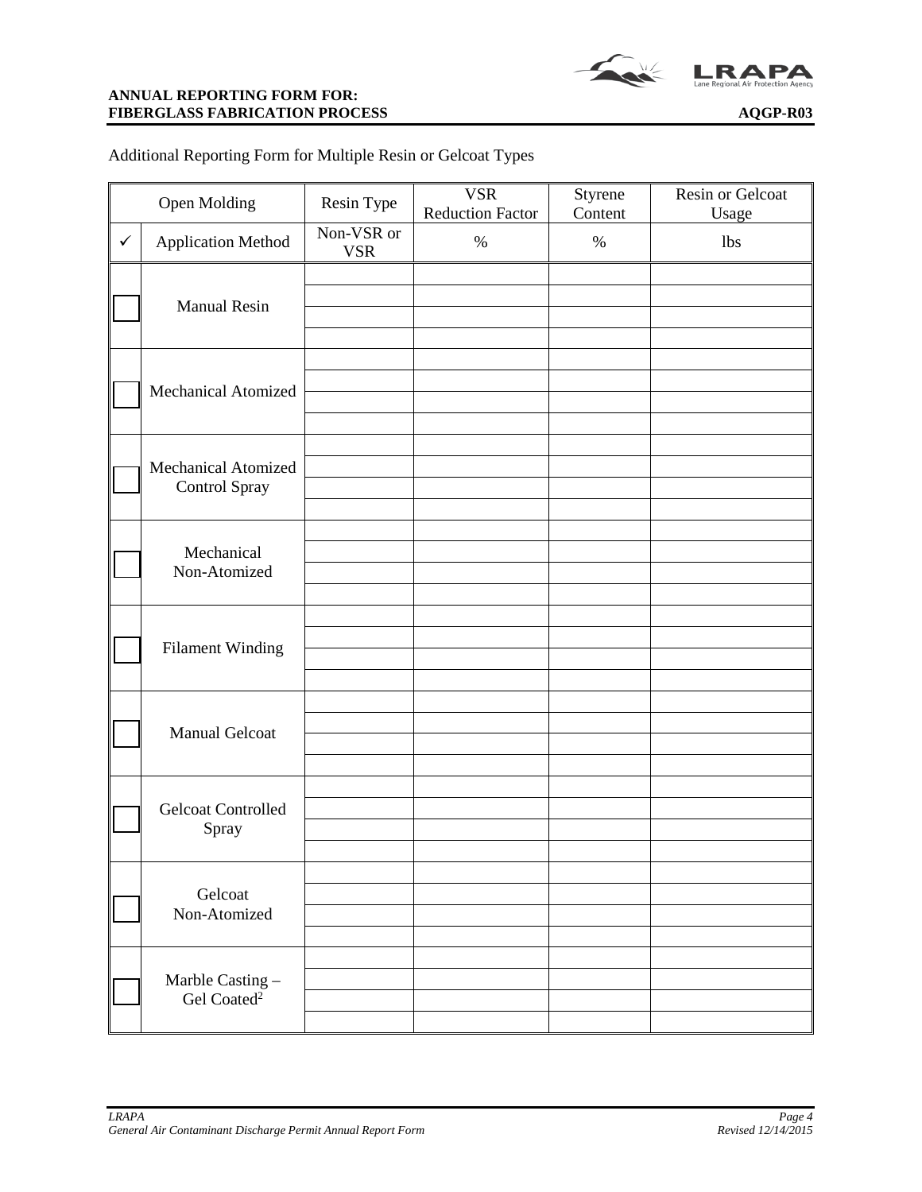**ANNUAL REPORTING FORM FOR:**
**FIBERGLASS FABRICATION PROCESS** **AQGP-R03**

Additional Reporting Form for Multiple Resin or Gelcoat Types

| Open Molding | | Resin Type | VSR Reduction Factor | Styrene Content | Resin or Gelcoat Usage |
|---|---|---|---|---|---|
| ✓ | Application Method | Non-VSR or VSR | % | % | lbs |
| ☐ | Manual Resin | | | | |
| | | | | | |
| | | | | | |
| | | | | | |
| ☐ | Mechanical Atomized | | | | |
| | | | | | |
| | | | | | |
| | | | | | |
| ☐ | Mechanical Atomized Control Spray | | | | |
| | | | | | |
| | | | | | |
| | | | | | |
| ☐ | Mechanical Non-Atomized | | | | |
| | | | | | |
| | | | | | |
| | | | | | |
| ☐ | Filament Winding | | | | |
| | | | | | |
| | | | | | |
| | | | | | |
| ☐ | Manual Gelcoat | | | | |
| | | | | | |
| | | | | | |
| | | | | | |
| ☐ | Gelcoat Controlled Spray | | | | |
| | | | | | |
| | | | | | |
| | | | | | |
| ☐ | Gelcoat Non-Atomized | | | | |
| | | | | | |
| | | | | | |
| | | | | | |
| ☐ | Marble Casting – Gel Coated[2] | | | | |
| | | | | | |
| | | | | | |
| | | | | | |